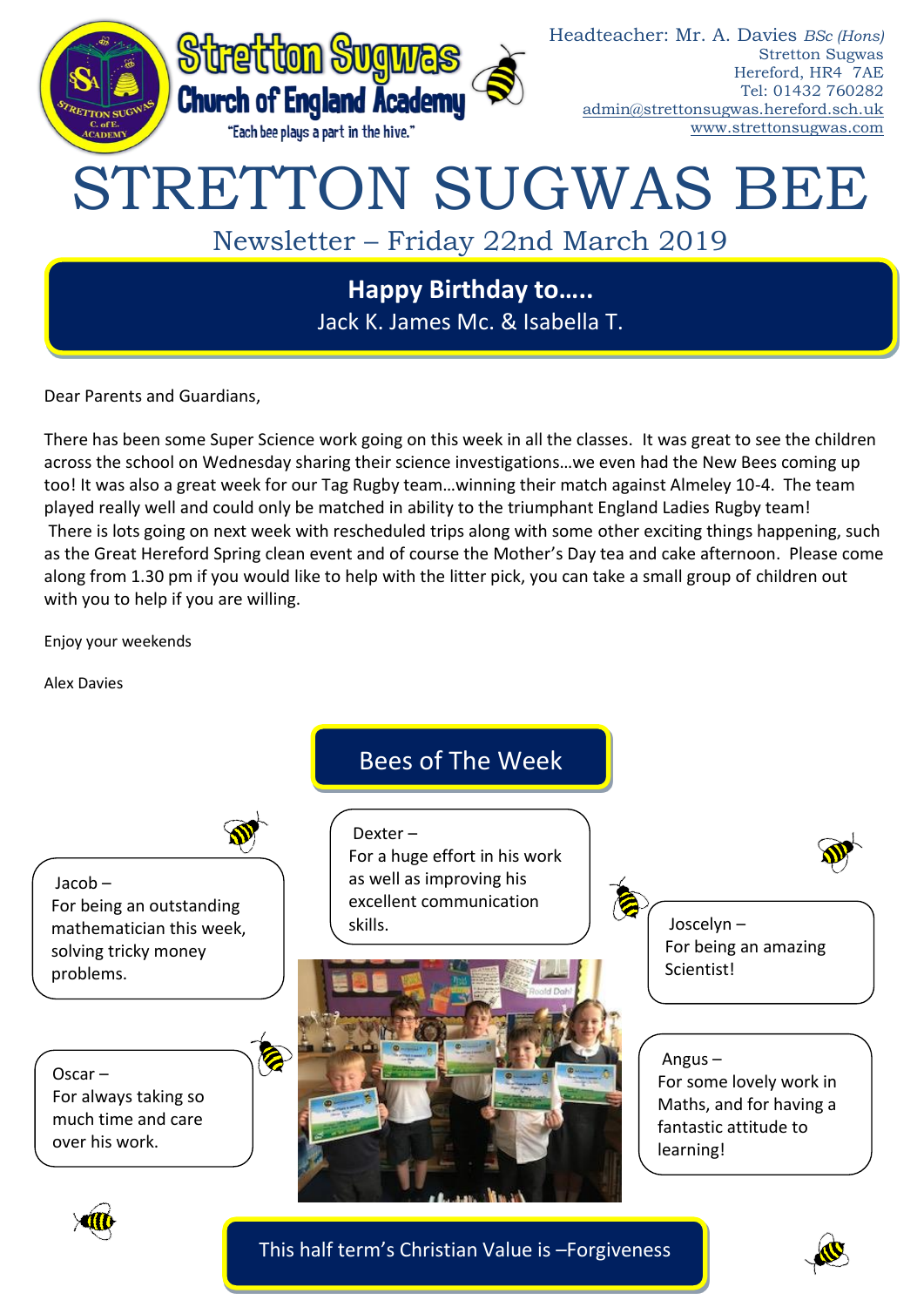Stretton Sugwas Church of England Academy

"Each bee plays a part in the hive."

Headteacher: Mr. A. Davies *BSc (Hons)*
Stretton Sugwas
Hereford, HR4 7AE
Tel: 01432 760282
admin@strettonsugwas.hereford.sch.uk
www.strettonsugwas.com

# STRETTON SUGWAS BEE

## Newsletter – Friday 22nd March 2019

**Happy Birthday to…..**
Jack K. James Mc. & Isabella T.

Dear Parents and Guardians,

There has been some Super Science work going on this week in all the classes. It was great to see the children across the school on Wednesday sharing their science investigations…we even had the New Bees coming up too! It was also a great week for our Tag Rugby team…winning their match against Almeley 10-4. The team played really well and could only be matched in ability to the triumphant England Ladies Rugby team!
There is lots going on next week with rescheduled trips along with some other exciting things happening, such as the Great Hereford Spring clean event and of course the Mother's Day tea and cake afternoon. Please come along from 1.30 pm if you would like to help with the litter pick, you can take a small group of children out with you to help if you are willing.

Enjoy your weekends

Alex Davies

## Bees of The Week

Jacob – For being an outstanding mathematician this week, solving tricky money problems.

Dexter – For a huge effort in his work as well as improving his excellent communication skills.

Joscelyn – For being an amazing Scientist!

Oscar – For always taking so much time and care over his work.

Angus – For some lovely work in Maths, and for having a fantastic attitude to learning!

This half term's Christian Value is –Forgiveness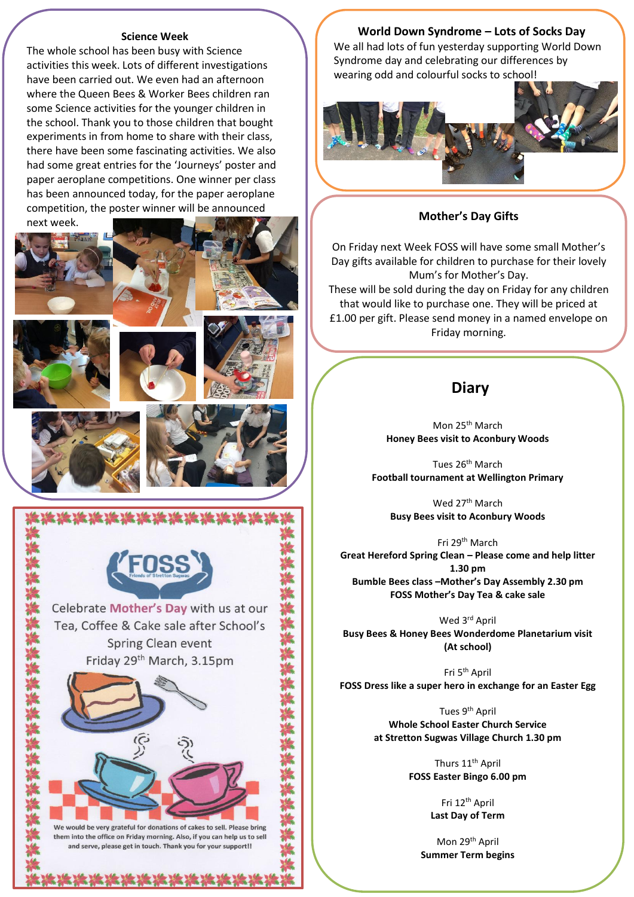## Science Week

The whole school has been busy with Science activities this week. Lots of different investigations have been carried out. We even had an afternoon where the Queen Bees & Worker Bees children ran some Science activities for the younger children in the school. Thank you to those children that bought experiments in from home to share with their class, there have been some fascinating activities. We also had some great entries for the 'Journeys' poster and paper aeroplane competitions. One winner per class has been announced today, for the paper aeroplane competition, the poster winner will be announced next week.

## World Down Syndrome – Lots of Socks Day

We all had lots of fun yesterday supporting World Down Syndrome day and celebrating our differences by wearing odd and colourful socks to school!

## Mother's Day Gifts

On Friday next Week FOSS will have some small Mother's Day gifts available for children to purchase for their lovely Mum's for Mother's Day.

These will be sold during the day on Friday for any children that would like to purchase one. They will be priced at £1.00 per gift. Please send money in a named envelope on Friday morning.

## FOSS

Friends of Stretton Sugwas

Celebrate **Mother's Day** with us at our Tea, Coffee & Cake sale after School's Spring Clean event Friday 29th March, 3.15pm

We would be very grateful for donations of cakes to sell. Please bring them into the office on Friday morning. Also, if you can help us to sell and serve, please get in touch. Thank you for your support!!

## Diary

Mon 25th March
**Honey Bees visit to Aconbury Woods**

Tues 26th March
**Football tournament at Wellington Primary**

Wed 27th March
**Busy Bees visit to Aconbury Woods**

Fri 29th March
**Great Hereford Spring Clean – Please come and help litter 1.30 pm**
**Bumble Bees class –Mother's Day Assembly 2.30 pm**
**FOSS Mother's Day Tea & cake sale**

Wed 3rd April
**Busy Bees & Honey Bees Wonderdome Planetarium visit (At school)**

Fri 5th April
**FOSS Dress like a super hero in exchange for an Easter Egg**

Tues 9th April
**Whole School Easter Church Service at Stretton Sugwas Village Church 1.30 pm**

Thurs 11th April
**FOSS Easter Bingo 6.00 pm**

Fri 12th April
**Last Day of Term**

Mon 29th April
**Summer Term begins**